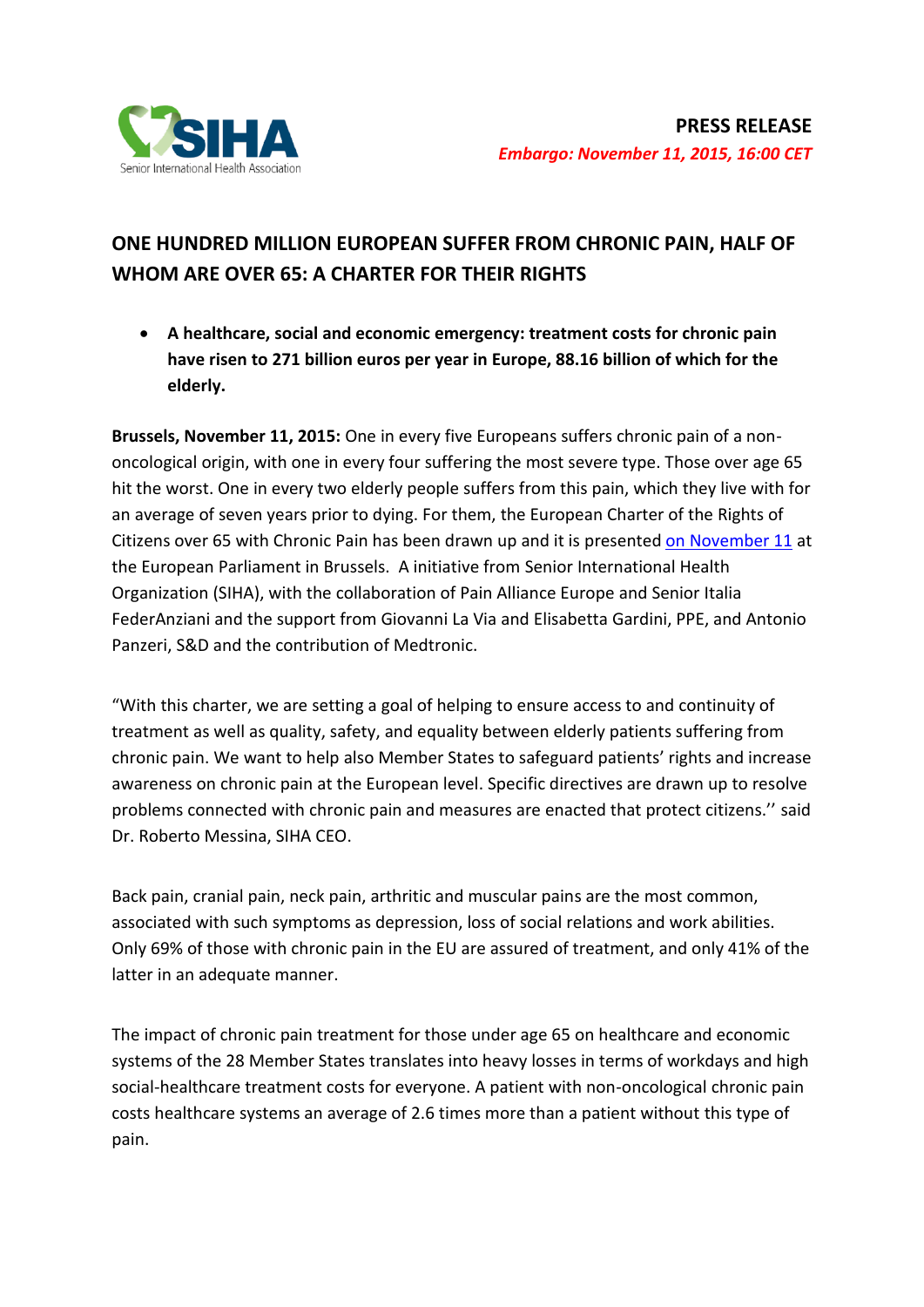SIHA
Senior International Health Association

**PRESS RELEASE**

***Embargo: November 11, 2015, 16:00 CET***

## ONE HUNDRED MILLION EUROPEAN SUFFER FROM CHRONIC PAIN, HALF OF WHOM ARE OVER 65: A CHARTER FOR THEIR RIGHTS

- **A healthcare, social and economic emergency: treatment costs for chronic pain have risen to 271 billion euros per year in Europe, 88.16 billion of which for the elderly.**

**Brussels, November 11, 2015:** One in every five Europeans suffers chronic pain of a non-oncological origin, with one in every four suffering the most severe type. Those over age 65 hit the worst. One in every two elderly people suffers from this pain, which they live with for an average of seven years prior to dying. For them, the European Charter of the Rights of Citizens over 65 with Chronic Pain has been drawn up and it is presented on November 11 at the European Parliament in Brussels. A initiative from Senior International Health Organization (SIHA), with the collaboration of Pain Alliance Europe and Senior Italia FederAnziani and the support from Giovanni La Via and Elisabetta Gardini, PPE, and Antonio Panzeri, S&D and the contribution of Medtronic.

"With this charter, we are setting a goal of helping to ensure access to and continuity of treatment as well as quality, safety, and equality between elderly patients suffering from chronic pain. We want to help also Member States to safeguard patients' rights and increase awareness on chronic pain at the European level. Specific directives are drawn up to resolve problems connected with chronic pain and measures are enacted that protect citizens.'' said Dr. Roberto Messina, SIHA CEO.

Back pain, cranial pain, neck pain, arthritic and muscular pains are the most common, associated with such symptoms as depression, loss of social relations and work abilities. Only 69% of those with chronic pain in the EU are assured of treatment, and only 41% of the latter in an adequate manner.

The impact of chronic pain treatment for those under age 65 on healthcare and economic systems of the 28 Member States translates into heavy losses in terms of workdays and high social-healthcare treatment costs for everyone. A patient with non-oncological chronic pain costs healthcare systems an average of 2.6 times more than a patient without this type of pain.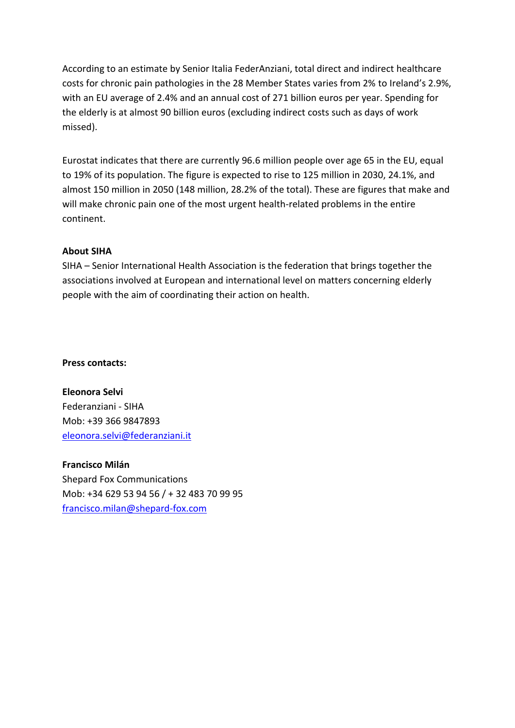According to an estimate by Senior Italia FederAnziani, total direct and indirect healthcare costs for chronic pain pathologies in the 28 Member States varies from 2% to Ireland's 2.9%, with an EU average of 2.4% and an annual cost of 271 billion euros per year. Spending for the elderly is at almost 90 billion euros (excluding indirect costs such as days of work missed).

Eurostat indicates that there are currently 96.6 million people over age 65 in the EU, equal to 19% of its population. The figure is expected to rise to 125 million in 2030, 24.1%, and almost 150 million in 2050 (148 million, 28.2% of the total). These are figures that make and will make chronic pain one of the most urgent health-related problems in the entire continent.

**About SIHA**

SIHA – Senior International Health Association is the federation that brings together the associations involved at European and international level on matters concerning elderly people with the aim of coordinating their action on health.

**Press contacts:**

**Eleonora Selvi**
Federanziani - SIHA
Mob: +39 366 9847893
eleonora.selvi@federanziani.it

**Francisco Milán**
Shepard Fox Communications
Mob: +34 629 53 94 56 / + 32 483 70 99 95
francisco.milan@shepard-fox.com